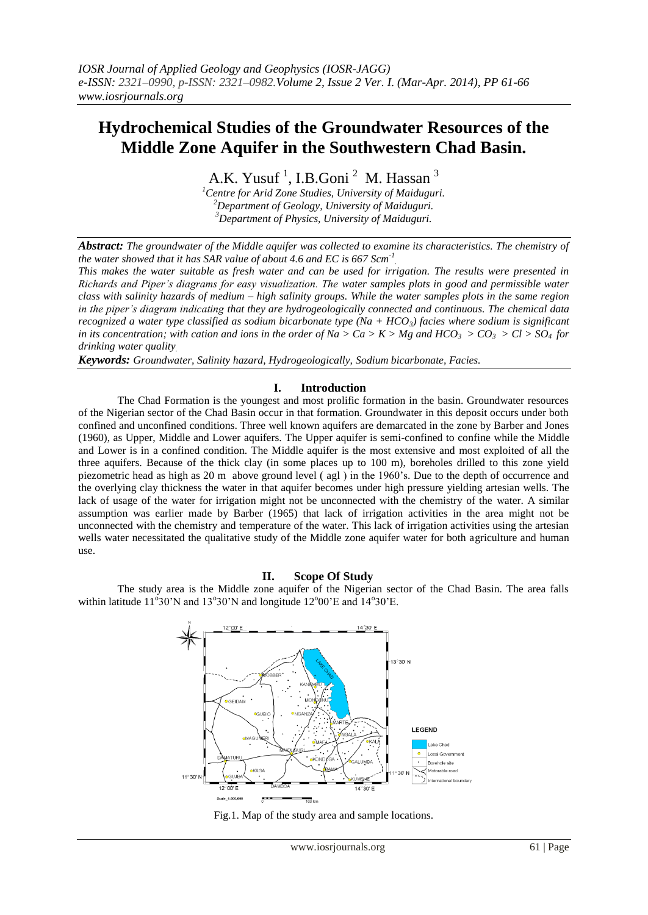# Hydrochemical Studies of the Groundwater Resources of the Middle Zone Aquifer in the Southwestern Chad Basin.

A.K. Yusuf [1], I.B.Goni [2] M. Hassan [3]

[1]*Centre for Arid Zone Studies, University of Maiduguri.*
[2]*Department of Geology, University of Maiduguri.*
[3]*Department of Physics, University of Maiduguri.*

***Abstract:*** *The groundwater of the Middle aquifer was collected to examine its characteristics. The chemistry of the water showed that it has SAR value of about 4.6 and EC is 667 Scm$^{-1}$.*

*This makes the water suitable as fresh water and can be used for irrigation. The results were presented in Richards and Piper's diagrams for easy visualization. The water samples plots in good and permissible water class with salinity hazards of medium – high salinity groups. While the water samples plots in the same region in the piper's diagram indicating that they are hydrogeologically connected and continuous. The chemical data recognized a water type classified as sodium bicarbonate type ($Na + HCO_3$) facies where sodium is significant in its concentration; with cation and ions in the order of $Na > Ca > K > Mg$ and $HCO_3 > CO_3 > Cl > SO_4$ for drinking water quality.*

***Keywords:*** *Groundwater, Salinity hazard, Hydrogeologically, Sodium bicarbonate, Facies.*

## I. Introduction

The Chad Formation is the youngest and most prolific formation in the basin. Groundwater resources of the Nigerian sector of the Chad Basin occur in that formation. Groundwater in this deposit occurs under both confined and unconfined conditions. Three well known aquifers are demarcated in the zone by Barber and Jones (1960), as Upper, Middle and Lower aquifers. The Upper aquifer is semi-confined to confine while the Middle and Lower is in a confined condition. The Middle aquifer is the most extensive and most exploited of all the three aquifers. Because of the thick clay (in some places up to 100 m), boreholes drilled to this zone yield piezometric head as high as 20 m above ground level ( agl ) in the 1960's. Due to the depth of occurrence and the overlying clay thickness the water in that aquifer becomes under high pressure yielding artesian wells. The lack of usage of the water for irrigation might not be unconnected with the chemistry of the water. A similar assumption was earlier made by Barber (1965) that lack of irrigation activities in the area might not be unconnected with the chemistry and temperature of the water. This lack of irrigation activities using the artesian wells water necessitated the qualitative study of the Middle zone aquifer water for both agriculture and human use.

## II. Scope Of Study

The study area is the Middle zone aquifer of the Nigerian sector of the Chad Basin. The area falls within latitude 11°30'N and 13°30'N and longitude 12°00'E and 14°30'E.

Fig.1. Map of the study area and sample locations.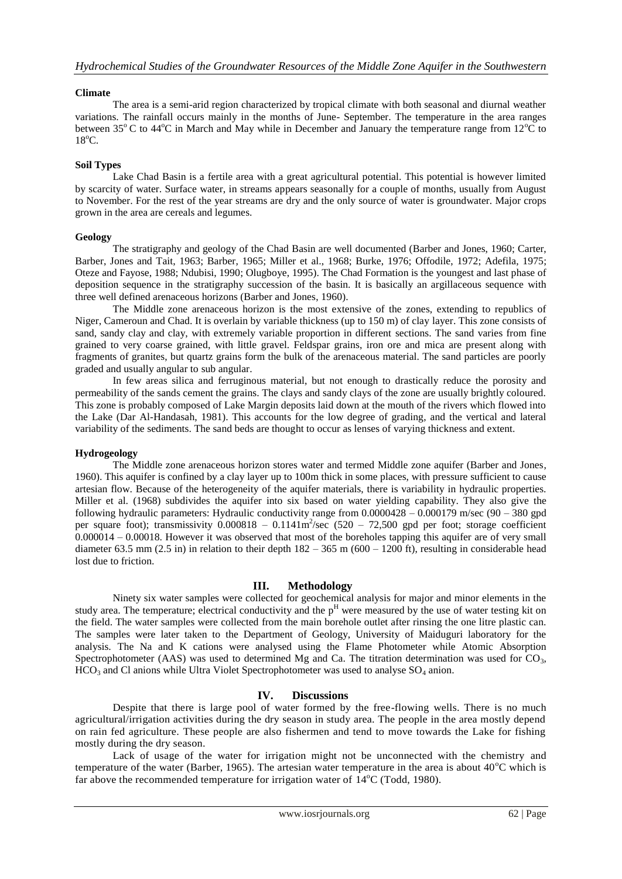**Climate**

The area is a semi-arid region characterized by tropical climate with both seasonal and diurnal weather variations. The rainfall occurs mainly in the months of June- September. The temperature in the area ranges between 35$^o$ C to 44$^o$C in March and May while in December and January the temperature range from 12$^o$C to 18$^o$C.

**Soil Types**

Lake Chad Basin is a fertile area with a great agricultural potential. This potential is however limited by scarcity of water. Surface water, in streams appears seasonally for a couple of months, usually from August to November. For the rest of the year streams are dry and the only source of water is groundwater. Major crops grown in the area are cereals and legumes.

**Geology**

The stratigraphy and geology of the Chad Basin are well documented (Barber and Jones, 1960; Carter, Barber, Jones and Tait, 1963; Barber, 1965; Miller et al., 1968; Burke, 1976; Offodile, 1972; Adefila, 1975; Oteze and Fayose, 1988; Ndubisi, 1990; Olugboye, 1995). The Chad Formation is the youngest and last phase of deposition sequence in the stratigraphy succession of the basin. It is basically an argillaceous sequence with three well defined arenaceous horizons (Barber and Jones, 1960).

The Middle zone arenaceous horizon is the most extensive of the zones, extending to republics of Niger, Cameroun and Chad. It is overlain by variable thickness (up to 150 m) of clay layer. This zone consists of sand, sandy clay and clay, with extremely variable proportion in different sections. The sand varies from fine grained to very coarse grained, with little gravel. Feldspar grains, iron ore and mica are present along with fragments of granites, but quartz grains form the bulk of the arenaceous material. The sand particles are poorly graded and usually angular to sub angular.

In few areas silica and ferruginous material, but not enough to drastically reduce the porosity and permeability of the sands cement the grains. The clays and sandy clays of the zone are usually brightly coloured. This zone is probably composed of Lake Margin deposits laid down at the mouth of the rivers which flowed into the Lake (Dar Al-Handasah, 1981). This accounts for the low degree of grading, and the vertical and lateral variability of the sediments. The sand beds are thought to occur as lenses of varying thickness and extent.

**Hydrogeology**

The Middle zone arenaceous horizon stores water and termed Middle zone aquifer (Barber and Jones, 1960). This aquifer is confined by a clay layer up to 100m thick in some places, with pressure sufficient to cause artesian flow. Because of the heterogeneity of the aquifer materials, there is variability in hydraulic properties. Miller et al. (1968) subdivides the aquifer into six based on water yielding capability. They also give the following hydraulic parameters: Hydraulic conductivity range from 0.0000428 – 0.000179 m/sec (90 – 380 gpd per square foot); transmissivity 0.000818 – 0.1141m$^2$/sec (520 – 72,500 gpd per foot; storage coefficient 0.000014 – 0.00018. However it was observed that most of the boreholes tapping this aquifer are of very small diameter 63.5 mm (2.5 in) in relation to their depth 182 – 365 m (600 – 1200 ft), resulting in considerable head lost due to friction.

## III. Methodology

Ninety six water samples were collected for geochemical analysis for major and minor elements in the study area. The temperature; electrical conductivity and the p$^H$ were measured by the use of water testing kit on the field. The water samples were collected from the main borehole outlet after rinsing the one litre plastic can. The samples were later taken to the Department of Geology, University of Maiduguri laboratory for the analysis. The Na and K cations were analysed using the Flame Photometer while Atomic Absorption Spectrophotometer (AAS) was used to determined Mg and Ca. The titration determination was used for $CO_3$, $HCO_3$ and Cl anions while Ultra Violet Spectrophotometer was used to analyse $SO_4$ anion.

## IV. Discussions

Despite that there is large pool of water formed by the free-flowing wells. There is no much agricultural/irrigation activities during the dry season in study area. The people in the area mostly depend on rain fed agriculture. These people are also fishermen and tend to move towards the Lake for fishing mostly during the dry season.

Lack of usage of the water for irrigation might not be unconnected with the chemistry and temperature of the water (Barber, 1965). The artesian water temperature in the area is about 40$^o$C which is far above the recommended temperature for irrigation water of 14$^o$C (Todd, 1980).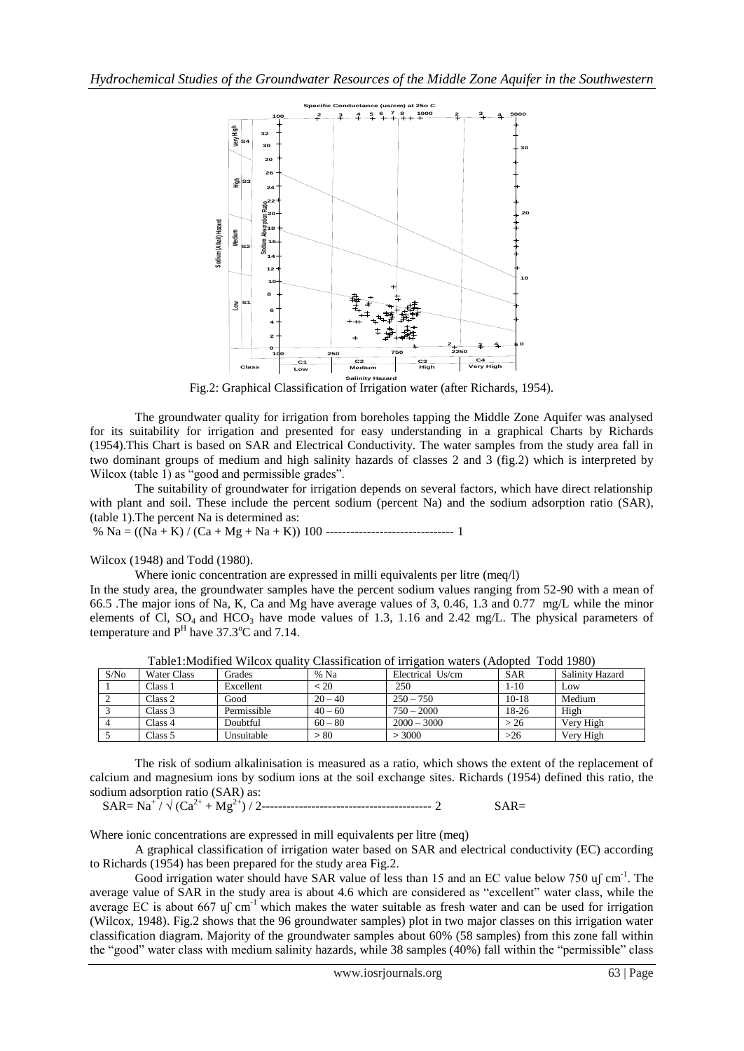Fig.2: Graphical Classification of Irrigation water (after Richards, 1954).

The groundwater quality for irrigation from boreholes tapping the Middle Zone Aquifer was analysed for its suitability for irrigation and presented for easy understanding in a graphical Charts by Richards (1954).This Chart is based on SAR and Electrical Conductivity. The water samples from the study area fall in two dominant groups of medium and high salinity hazards of classes 2 and 3 (fig.2) which is interpreted by Wilcox (table 1) as "good and permissible grades".

The suitability of groundwater for irrigation depends on several factors, which have direct relationship with plant and soil. These include the percent sodium (percent Na) and the sodium adsorption ratio (SAR), (table 1).The percent Na is determined as:

$$\% \, Na = ((Na + K) / (Ca + Mg + Na + K)) \, 100 \quad \text{------------------------------- } 1$$

Wilcox (1948) and Todd (1980).

Where ionic concentration are expressed in milli equivalents per litre (meq/l)

In the study area, the groundwater samples have the percent sodium values ranging from 52-90 with a mean of 66.5 .The major ions of Na, K, Ca and Mg have average values of 3, 0.46, 1.3 and 0.77 mg/L while the minor elements of Cl, $SO_4$ and $HCO_3$ have mode values of 1.3, 1.16 and 2.42 mg/L. The physical parameters of temperature and $P^H$ have 37.3°C and 7.14.

Table1:Modified Wilcox quality Classification of irrigation waters (Adopted Todd 1980)

| S/No | Water Class | Grades | % Na | Electrical Us/cm | SAR | Salinity Hazard |
|---|---|---|---|---|---|---|
| 1 | Class 1 | Excellent | < 20 | 250 | 1-10 | Low |
| 2 | Class 2 | Good | 20 – 40 | 250 – 750 | 10-18 | Medium |
| 3 | Class 3 | Permissible | 40 – 60 | 750 – 2000 | 18-26 | High |
| 4 | Class 4 | Doubtful | 60 – 80 | 2000 – 3000 | > 26 | Very High |
| 5 | Class 5 | Unsuitable | > 80 | > 3000 | >26 | Very High |

The risk of sodium alkalinisation is measured as a ratio, which shows the extent of the replacement of calcium and magnesium ions by sodium ions at the soil exchange sites. Richards (1954) defined this ratio, the sodium adsorption ratio (SAR) as:

$$SAR = Na^{+} / \sqrt{(Ca^{2+} + Mg^{2+}) / 2} \quad \text{----------------------------------------- } 2 \qquad SAR=$$

Where ionic concentrations are expressed in mill equivalents per litre (meq)

A graphical classification of irrigation water based on SAR and electrical conductivity (EC) according to Richards (1954) has been prepared for the study area Fig.2.

Good irrigation water should have SAR value of less than 15 and an EC value below 750 uʃ $cm^{-1}$. The average value of SAR in the study area is about 4.6 which are considered as "excellent" water class, while the average EC is about 667 uʃ $cm^{-1}$ which makes the water suitable as fresh water and can be used for irrigation (Wilcox, 1948). Fig.2 shows that the 96 groundwater samples) plot in two major classes on this irrigation water classification diagram. Majority of the groundwater samples about 60% (58 samples) from this zone fall within the "good" water class with medium salinity hazards, while 38 samples (40%) fall within the "permissible" class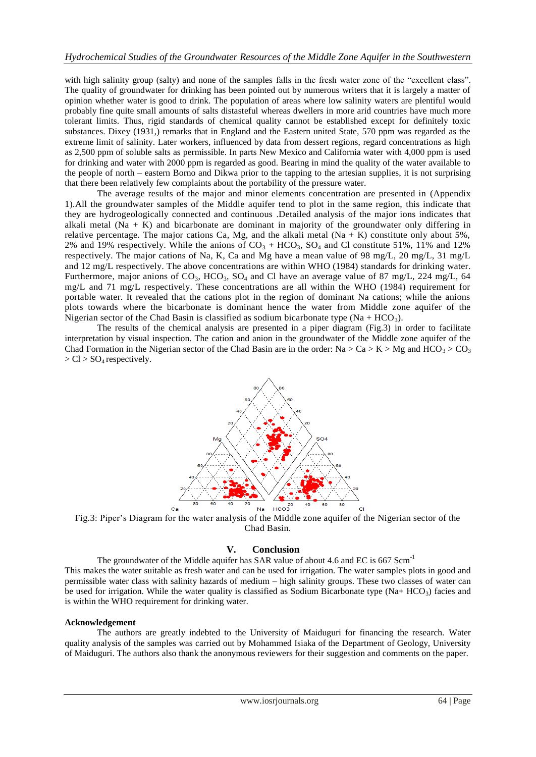with high salinity group (salty) and none of the samples falls in the fresh water zone of the "excellent class". The quality of groundwater for drinking has been pointed out by numerous writers that it is largely a matter of opinion whether water is good to drink. The population of areas where low salinity waters are plentiful would probably fine quite small amounts of salts distasteful whereas dwellers in more arid countries have much more tolerant limits. Thus, rigid standards of chemical quality cannot be established except for definitely toxic substances. Dixey (1931,) remarks that in England and the Eastern united State, 570 ppm was regarded as the extreme limit of salinity. Later workers, influenced by data from dessert regions, regard concentrations as high as 2,500 ppm of soluble salts as permissible. In parts New Mexico and California water with 4,000 ppm is used for drinking and water with 2000 ppm is regarded as good. Bearing in mind the quality of the water available to the people of north – eastern Borno and Dikwa prior to the tapping to the artesian supplies, it is not surprising that there been relatively few complaints about the portability of the pressure water.

The average results of the major and minor elements concentration are presented in (Appendix 1).All the groundwater samples of the Middle aquifer tend to plot in the same region, this indicate that they are hydrogeologically connected and continuous .Detailed analysis of the major ions indicates that alkali metal (Na + K) and bicarbonate are dominant in majority of the groundwater only differing in relative percentage. The major cations Ca, Mg, and the alkali metal (Na + K) constitute only about 5%, 2% and 19% respectively. While the anions of $CO_3$ + $HCO_3$, $SO_4$ and Cl constitute 51%, 11% and 12% respectively. The major cations of Na, K, Ca and Mg have a mean value of 98 mg/L, 20 mg/L, 31 mg/L and 12 mg/L respectively. The above concentrations are within WHO (1984) standards for drinking water. Furthermore, major anions of $CO_3$, $HCO_3$, $SO_4$ and Cl have an average value of 87 mg/L, 224 mg/L, 64 mg/L and 71 mg/L respectively. These concentrations are all within the WHO (1984) requirement for portable water. It revealed that the cations plot in the region of dominant Na cations; while the anions plots towards where the bicarbonate is dominant hence the water from Middle zone aquifer of the Nigerian sector of the Chad Basin is classified as sodium bicarbonate type (Na + $HCO_3$).

The results of the chemical analysis are presented in a piper diagram (Fig.3) in order to facilitate interpretation by visual inspection. The cation and anion in the groundwater of the Middle zone aquifer of the Chad Formation in the Nigerian sector of the Chad Basin are in the order: Na > Ca > K > Mg and $HCO_3$ > $CO_3$ > Cl > $SO_4$ respectively.

Fig.3: Piper's Diagram for the water analysis of the Middle zone aquifer of the Nigerian sector of the Chad Basin.

## V. Conclusion

The groundwater of the Middle aquifer has SAR value of about 4.6 and EC is 667 $Scm^{-1}$
This makes the water suitable as fresh water and can be used for irrigation. The water samples plots in good and permissible water class with salinity hazards of medium – high salinity groups. These two classes of water can be used for irrigation. While the water quality is classified as Sodium Bicarbonate type (Na+ $HCO_3$) facies and is within the WHO requirement for drinking water.

### Acknowledgement

The authors are greatly indebted to the University of Maiduguri for financing the research. Water quality analysis of the samples was carried out by Mohammed Isiaka of the Department of Geology, University of Maiduguri. The authors also thank the anonymous reviewers for their suggestion and comments on the paper.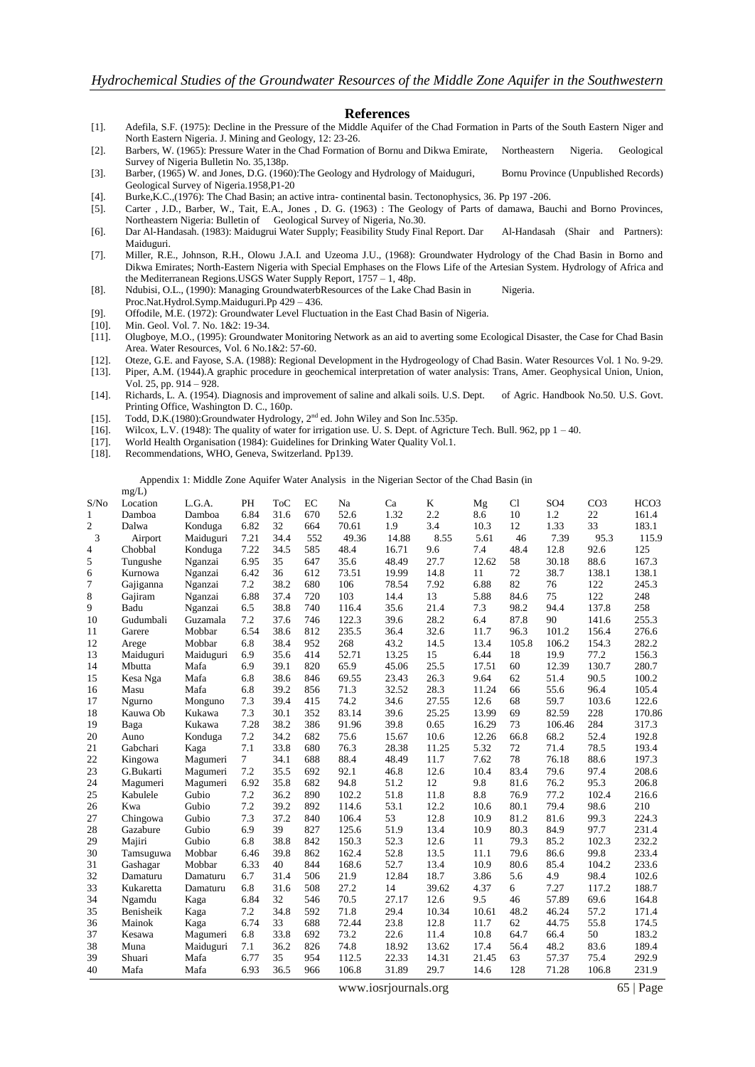## References

[1]. Adefila, S.F. (1975): Decline in the Pressure of the Middle Aquifer of the Chad Formation in Parts of the South Eastern Niger and North Eastern Nigeria. J. Mining and Geology, 12: 23-26.

[2]. Barbers, W. (1965): Pressure Water in the Chad Formation of Bornu and Dikwa Emirate, Northeastern Nigeria. Geological Survey of Nigeria Bulletin No. 35,138p.

[3]. Barber, (1965) W. and Jones, D.G. (1960):The Geology and Hydrology of Maiduguri, Bornu Province (Unpublished Records) Geological Survey of Nigeria.1958,P1-20

[4]. Burke,K.C.,(1976): The Chad Basin; an active intra- continental basin. Tectonophysics, 36. Pp 197 -206.

[5]. Carter , J.D., Barber, W., Tait, E.A., Jones , D. G. (1963) : The Geology of Parts of damawa, Bauchi and Borno Provinces, Northeastern Nigeria: Bulletin of Geological Survey of Nigeria, No.30.

[6]. Dar Al-Handasah. (1983): Maidugrui Water Supply; Feasibility Study Final Report. Dar Al-Handasah (Shair and Partners): Maiduguri.

[7]. Miller, R.E., Johnson, R.H., Olowu J.A.I. and Uzeoma J.U., (1968): Groundwater Hydrology of the Chad Basin in Borno and Dikwa Emirates; North-Eastern Nigeria with Special Emphases on the Flows Life of the Artesian System. Hydrology of Africa and the Mediterranean Regions.USGS Water Supply Report, 1757 – 1, 48p.

[8]. Ndubisi, O.L., (1990): Managing GroundwaterbResources of the Lake Chad Basin in Nigeria. Proc.Nat.Hydrol.Symp.Maiduguri.Pp 429 – 436.

[9]. Offodile, M.E. (1972): Groundwater Level Fluctuation in the East Chad Basin of Nigeria.

[10]. Min. Geol. Vol. 7. No. 1&2: 19-34.

[11]. Olugboye, M.O., (1995): Groundwater Monitoring Network as an aid to averting some Ecological Disaster, the Case for Chad Basin Area. Water Resources, Vol. 6 No.1&2: 57-60.

[12]. Oteze, G.E. and Fayose, S.A. (1988): Regional Development in the Hydrogeology of Chad Basin. Water Resources Vol. 1 No. 9-29.

[13]. Piper, A.M. (1944).A graphic procedure in geochemical interpretation of water analysis: Trans, Amer. Geophysical Union, Union, Vol. 25, pp. 914 – 928.

[14]. Richards, L. A. (1954). Diagnosis and improvement of saline and alkali soils. U.S. Dept. of Agric. Handbook No.50. U.S. Govt. Printing Office, Washington D. C., 160p.

[15]. Todd, D.K.(1980):Groundwater Hydrology, 2nd ed. John Wiley and Son Inc.535p.

[16]. Wilcox, L.V. (1948): The quality of water for irrigation use. U. S. Dept. of Agricture Tech. Bull. 962, pp 1 – 40.

[17]. World Health Organisation (1984): Guidelines for Drinking Water Quality Vol.1.

[18]. Recommendations, WHO, Geneva, Switzerland. Pp139.

Appendix 1: Middle Zone Aquifer Water Analysis in the Nigerian Sector of the Chad Basin (in mg/L)

| S/No | Location | L.G.A. | PH | ToC | EC | Na | Ca | K | Mg | Cl | SO4 | CO3 | HCO3 |
|---|---|---|---|---|---|---|---|---|---|---|---|---|---|
| 1 | Damboa | Damboa | 6.84 | 31.6 | 670 | 52.6 | 1.32 | 2.2 | 8.6 | 10 | 1.2 | 22 | 161.4 |
| 2 | Dalwa | Konduga | 6.82 | 32 | 664 | 70.61 | 1.9 | 3.4 | 10.3 | 12 | 1.33 | 33 | 183.1 |
| 3 | Airport | Maiduguri | 7.21 | 34.4 | 552 | 49.36 | 14.88 | 8.55 | 5.61 | 46 | 7.39 | 95.3 | 115.9 |
| 4 | Chobbal | Konduga | 7.22 | 34.5 | 585 | 48.4 | 16.71 | 9.6 | 7.4 | 48.4 | 12.8 | 92.6 | 125 |
| 5 | Tungushe | Nganzai | 6.95 | 35 | 647 | 35.6 | 48.49 | 27.7 | 12.62 | 58 | 30.18 | 88.6 | 167.3 |
| 6 | Kurnowa | Nganzai | 6.42 | 36 | 612 | 73.51 | 19.99 | 14.8 | 11 | 72 | 38.7 | 138.1 | 138.1 |
| 7 | Gajiganna | Nganzai | 7.2 | 38.2 | 680 | 78.54 | 23.12 | 7.92 | 6.88 | 82 | 76 | 122 | 245.3 |
| 8 | Gajiram | Nganzai | 6.88 | 37.4 | 720 | 103 | 14.4 | 13 | 5.88 | 84.6 | 75 | 122 | 248 |
| 9 | Badu | Nganzai | 6.5 | 38.8 | 740 | 116.4 | 35.6 | 21.4 | 7.3 | 98.2 | 94.4 | 137.8 | 258 |
| 10 | Gudumbali | Guzamala | 7.2 | 37.6 | 746 | 122.3 | 39.6 | 28.2 | 6.4 | 87.8 | 90 | 141.6 | 255.3 |
| 11 | Garere | Mobbar | 6.54 | 38.6 | 812 | 235.5 | 36.4 | 32.6 | 11.7 | 96.3 | 101.2 | 156.4 | 276.6 |
| 12 | Arege | Mobbar | 6.8 | 38.4 | 952 | 268 | 43.2 | 14.5 | 13.4 | 105.8 | 106.2 | 154.3 | 282.2 |
| 13 | Maiduguri | Maiduguri | 6.9 | 35.6 | 414 | 52.71 | 13.25 | 15 | 6.44 | 18 | 19.9 | 77.2 | 156.3 |
| 14 | Mbutta | Mafa | 6.9 | 39.1 | 820 | 65.9 | 45.06 | 25.5 | 17.51 | 60 | 12.39 | 130.7 | 280.7 |
| 15 | Kesa Nga | Mafa | 6.8 | 38.6 | 846 | 69.55 | 23.43 | 26.3 | 9.64 | 62 | 51.4 | 90.5 | 100.2 |
| 16 | Masu | Mafa | 6.8 | 39.2 | 856 | 71.3 | 32.52 | 28.3 | 11.24 | 66 | 55.6 | 96.4 | 105.4 |
| 17 | Ngurno | Monguno | 7.3 | 39.4 | 415 | 74.2 | 34.6 | 27.55 | 12.6 | 68 | 59.7 | 103.6 | 122.6 |
| 18 | Kauwa Ob | Kukawa | 7.3 | 30.1 | 352 | 83.14 | 39.6 | 25.25 | 13.99 | 69 | 82.59 | 228 | 170.86 |
| 19 | Baga | Kukawa | 7.28 | 38.2 | 386 | 91.96 | 39.8 | 0.65 | 16.29 | 73 | 106.46 | 284 | 317.3 |
| 20 | Auno | Konduga | 7.2 | 34.2 | 682 | 75.6 | 15.67 | 10.6 | 12.26 | 66.8 | 68.2 | 52.4 | 192.8 |
| 21 | Gabchari | Kaga | 7.1 | 33.8 | 680 | 76.3 | 28.38 | 11.25 | 5.32 | 72 | 71.4 | 78.5 | 193.4 |
| 22 | Kingowa | Magumeri | 7 | 34.1 | 688 | 88.4 | 48.49 | 11.7 | 7.62 | 78 | 76.18 | 88.6 | 197.3 |
| 23 | G.Bukarti | Magumeri | 7.2 | 35.5 | 692 | 92.1 | 46.8 | 12.6 | 10.4 | 83.4 | 79.6 | 97.4 | 208.6 |
| 24 | Magumeri | Magumeri | 6.92 | 35.8 | 682 | 94.8 | 51.2 | 12 | 9.8 | 81.6 | 76.2 | 95.3 | 206.8 |
| 25 | Kabulele | Gubio | 7.2 | 36.2 | 890 | 102.2 | 51.8 | 11.8 | 8.8 | 76.9 | 77.2 | 102.4 | 216.6 |
| 26 | Kwa | Gubio | 7.2 | 39.2 | 892 | 114.6 | 53.1 | 12.2 | 10.6 | 80.1 | 79.4 | 98.6 | 210 |
| 27 | Chingowa | Gubio | 7.3 | 37.2 | 840 | 106.4 | 53 | 12.8 | 10.9 | 81.2 | 81.6 | 99.3 | 224.3 |
| 28 | Gazabure | Gubio | 6.9 | 39 | 827 | 125.6 | 51.9 | 13.4 | 10.9 | 80.3 | 84.9 | 97.7 | 231.4 |
| 29 | Majiri | Gubio | 6.8 | 38.8 | 842 | 150.3 | 52.3 | 12.6 | 11 | 79.3 | 85.2 | 102.3 | 232.2 |
| 30 | Tamsuguwa | Mobbar | 6.46 | 39.8 | 862 | 162.4 | 52.8 | 13.5 | 11.1 | 79.6 | 86.6 | 99.8 | 233.4 |
| 31 | Gashagar | Mobbar | 6.33 | 40 | 844 | 168.6 | 52.7 | 13.4 | 10.9 | 80.6 | 85.4 | 104.2 | 233.6 |
| 32 | Damaturu | Damaturu | 6.7 | 31.4 | 506 | 21.9 | 12.84 | 18.7 | 3.86 | 5.6 | 4.9 | 98.4 | 102.6 |
| 33 | Kukaretta | Damaturu | 6.8 | 31.6 | 508 | 27.2 | 14 | 39.62 | 4.37 | 6 | 7.27 | 117.2 | 188.7 |
| 34 | Ngamdu | Kaga | 6.84 | 32 | 546 | 70.5 | 27.17 | 12.6 | 9.5 | 46 | 57.89 | 69.6 | 164.8 |
| 35 | Benisheik | Kaga | 7.2 | 34.8 | 592 | 71.8 | 29.4 | 10.34 | 10.61 | 48.2 | 46.24 | 57.2 | 171.4 |
| 36 | Mainok | Kaga | 6.74 | 33 | 688 | 72.44 | 23.8 | 12.8 | 11.7 | 62 | 44.75 | 55.8 | 174.5 |
| 37 | Kesawa | Magumeri | 6.8 | 33.8 | 692 | 73.2 | 22.6 | 11.4 | 10.8 | 64.7 | 66.4 | 50 | 183.2 |
| 38 | Muna | Maiduguri | 7.1 | 36.2 | 826 | 74.8 | 18.92 | 13.62 | 17.4 | 56.4 | 48.2 | 83.6 | 189.4 |
| 39 | Shuari | Mafa | 6.77 | 35 | 954 | 112.5 | 22.33 | 14.31 | 21.45 | 63 | 57.37 | 75.4 | 292.9 |
| 40 | Mafa | Mafa | 6.93 | 36.5 | 966 | 106.8 | 31.89 | 29.7 | 14.6 | 128 | 71.28 | 106.8 | 231.9 |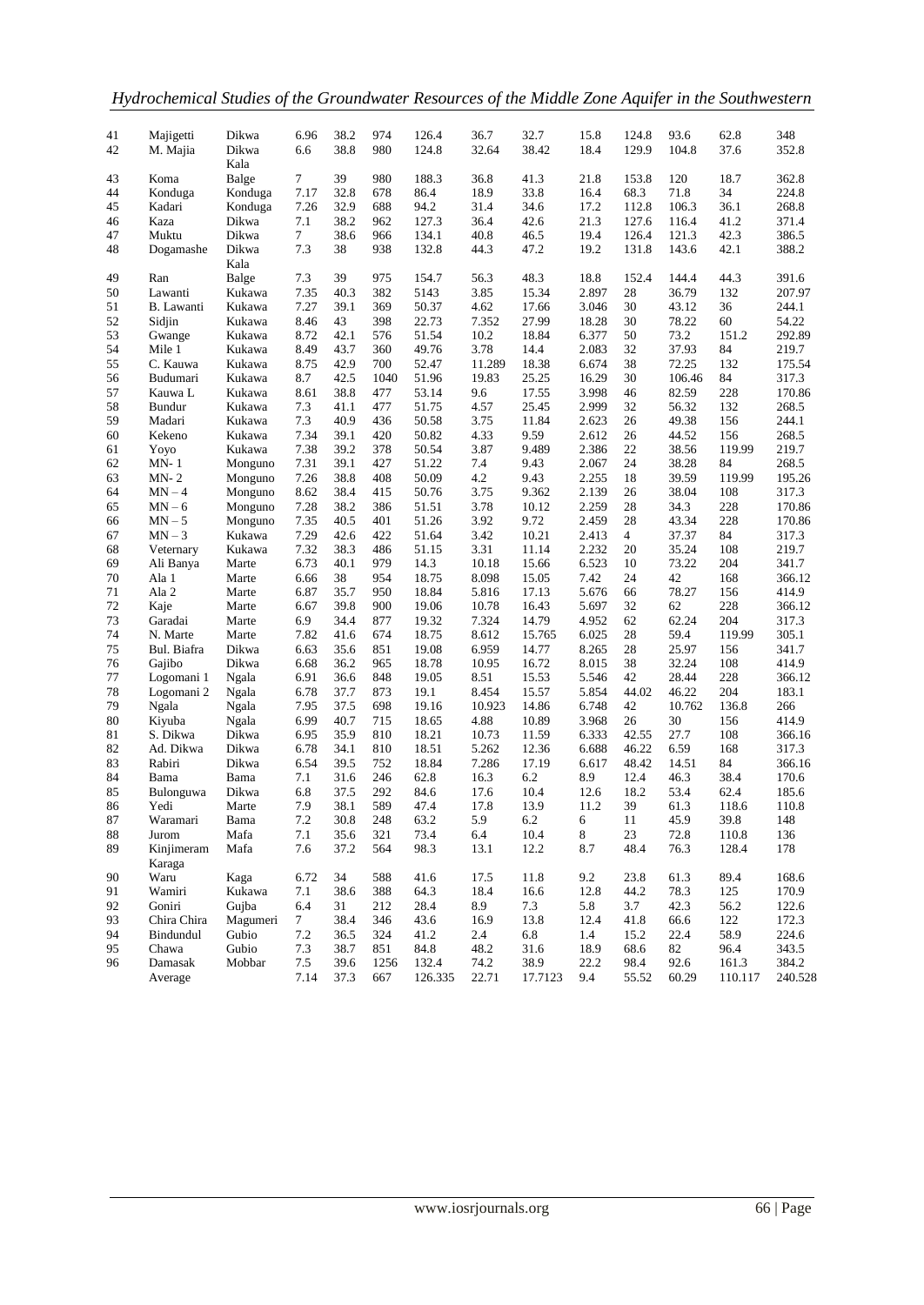| | | | | | | | | | | | | | |
|---|---|---|---|---|---|---|---|---|---|---|---|---|---|
| 41 | Majigetti | Dikwa | 6.96 | 38.2 | 974 | 126.4 | 36.7 | 32.7 | 15.8 | 124.8 | 93.6 | 62.8 | 348 |
| 42 | M. Majia | Dikwa Kala | 6.6 | 38.8 | 980 | 124.8 | 32.64 | 38.42 | 18.4 | 129.9 | 104.8 | 37.6 | 352.8 |
| 43 | Koma | Balge | 7 | 39 | 980 | 188.3 | 36.8 | 41.3 | 21.8 | 153.8 | 120 | 18.7 | 362.8 |
| 44 | Konduga | Konduga | 7.17 | 32.8 | 678 | 86.4 | 18.9 | 33.8 | 16.4 | 68.3 | 71.8 | 34 | 224.8 |
| 45 | Kadari | Konduga | 7.26 | 32.9 | 688 | 94.2 | 31.4 | 34.6 | 17.2 | 112.8 | 106.3 | 36.1 | 268.8 |
| 46 | Kaza | Dikwa | 7.1 | 38.2 | 962 | 127.3 | 36.4 | 42.6 | 21.3 | 127.6 | 116.4 | 41.2 | 371.4 |
| 47 | Muktu | Dikwa | 7 | 38.6 | 966 | 134.1 | 40.8 | 46.5 | 19.4 | 126.4 | 121.3 | 42.3 | 386.5 |
| 48 | Dogamashe | Dikwa Kala | 7.3 | 38 | 938 | 132.8 | 44.3 | 47.2 | 19.2 | 131.8 | 143.6 | 42.1 | 388.2 |
| 49 | Ran | Balge | 7.3 | 39 | 975 | 154.7 | 56.3 | 48.3 | 18.8 | 152.4 | 144.4 | 44.3 | 391.6 |
| 50 | Lawanti | Kukawa | 7.35 | 40.3 | 382 | 5143 | 3.85 | 15.34 | 2.897 | 28 | 36.79 | 132 | 207.97 |
| 51 | B. Lawanti | Kukawa | 7.27 | 39.1 | 369 | 50.37 | 4.62 | 17.66 | 3.046 | 30 | 43.12 | 36 | 244.1 |
| 52 | Sidjin | Kukawa | 8.46 | 43 | 398 | 22.73 | 7.352 | 27.99 | 18.28 | 30 | 78.22 | 60 | 54.22 |
| 53 | Gwange | Kukawa | 8.72 | 42.1 | 576 | 51.54 | 10.2 | 18.84 | 6.377 | 50 | 73.2 | 151.2 | 292.89 |
| 54 | Mile 1 | Kukawa | 8.49 | 43.7 | 360 | 49.76 | 3.78 | 14.4 | 2.083 | 32 | 37.93 | 84 | 219.7 |
| 55 | C. Kauwa | Kukawa | 8.75 | 42.9 | 700 | 52.47 | 11.289 | 18.38 | 6.674 | 38 | 72.25 | 132 | 175.54 |
| 56 | Budumari | Kukawa | 8.7 | 42.5 | 1040 | 51.96 | 19.83 | 25.25 | 16.29 | 30 | 106.46 | 84 | 317.3 |
| 57 | Kauwa L | Kukawa | 8.61 | 38.8 | 477 | 53.14 | 9.6 | 17.55 | 3.998 | 46 | 82.59 | 228 | 170.86 |
| 58 | Bundur | Kukawa | 7.3 | 41.1 | 477 | 51.75 | 4.57 | 25.45 | 2.999 | 32 | 56.32 | 132 | 268.5 |
| 59 | Madari | Kukawa | 7.3 | 40.9 | 436 | 50.58 | 3.75 | 11.84 | 2.623 | 26 | 49.38 | 156 | 244.1 |
| 60 | Kekeno | Kukawa | 7.34 | 39.1 | 420 | 50.82 | 4.33 | 9.59 | 2.612 | 26 | 44.52 | 156 | 268.5 |
| 61 | Yoyo | Kukawa | 7.38 | 39.2 | 378 | 50.54 | 3.87 | 9.489 | 2.386 | 22 | 38.56 | 119.99 | 219.7 |
| 62 | MN- 1 | Monguno | 7.31 | 39.1 | 427 | 51.22 | 7.4 | 9.43 | 2.067 | 24 | 38.28 | 84 | 268.5 |
| 63 | MN- 2 | Monguno | 7.26 | 38.8 | 408 | 50.09 | 4.2 | 9.43 | 2.255 | 18 | 39.59 | 119.99 | 195.26 |
| 64 | MN – 4 | Monguno | 8.62 | 38.4 | 415 | 50.76 | 3.75 | 9.362 | 2.139 | 26 | 38.04 | 108 | 317.3 |
| 65 | MN – 6 | Monguno | 7.28 | 38.2 | 386 | 51.51 | 3.78 | 10.12 | 2.259 | 28 | 34.3 | 228 | 170.86 |
| 66 | MN – 5 | Monguno | 7.35 | 40.5 | 401 | 51.26 | 3.92 | 9.72 | 2.459 | 28 | 43.34 | 228 | 170.86 |
| 67 | MN – 3 | Kukawa | 7.29 | 42.6 | 422 | 51.64 | 3.42 | 10.21 | 2.413 | 4 | 37.37 | 84 | 317.3 |
| 68 | Veternary | Kukawa | 7.32 | 38.3 | 486 | 51.15 | 3.31 | 11.14 | 2.232 | 20 | 35.24 | 108 | 219.7 |
| 69 | Ali Banya | Marte | 6.73 | 40.1 | 979 | 14.3 | 10.18 | 15.66 | 6.523 | 10 | 73.22 | 204 | 341.7 |
| 70 | Ala 1 | Marte | 6.66 | 38 | 954 | 18.75 | 8.098 | 15.05 | 7.42 | 24 | 42 | 168 | 366.12 |
| 71 | Ala 2 | Marte | 6.87 | 35.7 | 950 | 18.84 | 5.816 | 17.13 | 5.676 | 66 | 78.27 | 156 | 414.9 |
| 72 | Kaje | Marte | 6.67 | 39.8 | 900 | 19.06 | 10.78 | 16.43 | 5.697 | 32 | 62 | 228 | 366.12 |
| 73 | Garadai | Marte | 6.9 | 34.4 | 877 | 19.32 | 7.324 | 14.79 | 4.952 | 62 | 62.24 | 204 | 317.3 |
| 74 | N. Marte | Marte | 7.82 | 41.6 | 674 | 18.75 | 8.612 | 15.765 | 6.025 | 28 | 59.4 | 119.99 | 305.1 |
| 75 | Bul. Biafra | Dikwa | 6.63 | 35.6 | 851 | 19.08 | 6.959 | 14.77 | 8.265 | 28 | 25.97 | 156 | 341.7 |
| 76 | Gajibo | Dikwa | 6.68 | 36.2 | 965 | 18.78 | 10.95 | 16.72 | 8.015 | 38 | 32.24 | 108 | 414.9 |
| 77 | Logomani 1 | Ngala | 6.91 | 36.6 | 848 | 19.05 | 8.51 | 15.53 | 5.546 | 42 | 28.44 | 228 | 366.12 |
| 78 | Logomani 2 | Ngala | 6.78 | 37.7 | 873 | 19.1 | 8.454 | 15.57 | 5.854 | 44.02 | 46.22 | 204 | 183.1 |
| 79 | Ngala | Ngala | 7.95 | 37.5 | 698 | 19.16 | 10.923 | 14.86 | 6.748 | 42 | 10.762 | 136.8 | 266 |
| 80 | Kiyuba | Ngala | 6.99 | 40.7 | 715 | 18.65 | 4.88 | 10.89 | 3.968 | 26 | 30 | 156 | 414.9 |
| 81 | S. Dikwa | Dikwa | 6.95 | 35.9 | 810 | 18.21 | 10.73 | 11.59 | 6.333 | 42.55 | 27.7 | 108 | 366.16 |
| 82 | Ad. Dikwa | Dikwa | 6.78 | 34.1 | 810 | 18.51 | 5.262 | 12.36 | 6.688 | 46.22 | 6.59 | 168 | 317.3 |
| 83 | Rabiri | Dikwa | 6.54 | 39.5 | 752 | 18.84 | 7.286 | 17.19 | 6.617 | 48.42 | 14.51 | 84 | 366.16 |
| 84 | Bama | Bama | 7.1 | 31.6 | 246 | 62.8 | 16.3 | 6.2 | 8.9 | 12.4 | 46.3 | 38.4 | 170.6 |
| 85 | Bulonguwa | Dikwa | 6.8 | 37.5 | 292 | 84.6 | 17.6 | 10.4 | 12.6 | 18.2 | 53.4 | 62.4 | 185.6 |
| 86 | Yedi | Marte | 7.9 | 38.1 | 589 | 47.4 | 17.8 | 13.9 | 11.2 | 39 | 61.3 | 118.6 | 110.8 |
| 87 | Waramari | Bama | 7.2 | 30.8 | 248 | 63.2 | 5.9 | 6.2 | 6 | 11 | 45.9 | 39.8 | 148 |
| 88 | Jurom | Mafa | 7.1 | 35.6 | 321 | 73.4 | 6.4 | 10.4 | 8 | 23 | 72.8 | 110.8 | 136 |
| 89 | Kinjimeram Karaga | Mafa | 7.6 | 37.2 | 564 | 98.3 | 13.1 | 12.2 | 8.7 | 48.4 | 76.3 | 128.4 | 178 |
| 90 | Waru | Kaga | 6.72 | 34 | 588 | 41.6 | 17.5 | 11.8 | 9.2 | 23.8 | 61.3 | 89.4 | 168.6 |
| 91 | Wamiri | Kukawa | 7.1 | 38.6 | 388 | 64.3 | 18.4 | 16.6 | 12.8 | 44.2 | 78.3 | 125 | 170.9 |
| 92 | Goniri | Gujba | 6.4 | 31 | 212 | 28.4 | 8.9 | 7.3 | 5.8 | 3.7 | 42.3 | 56.2 | 122.6 |
| 93 | Chira Chira | Magumeri | 7 | 38.4 | 346 | 43.6 | 16.9 | 13.8 | 12.4 | 41.8 | 66.6 | 122 | 172.3 |
| 94 | Bindundul | Gubio | 7.2 | 36.5 | 324 | 41.2 | 2.4 | 6.8 | 1.4 | 15.2 | 22.4 | 58.9 | 224.6 |
| 95 | Chawa | Gubio | 7.3 | 38.7 | 851 | 84.8 | 48.2 | 31.6 | 18.9 | 68.6 | 82 | 96.4 | 343.5 |
| 96 | Damasak | Mobbar | 7.5 | 39.6 | 1256 | 132.4 | 74.2 | 38.9 | 22.2 | 98.4 | 92.6 | 161.3 | 384.2 |
| | Average | | 7.14 | 37.3 | 667 | 126.335 | 22.71 | 17.7123 | 9.4 | 55.52 | 60.29 | 110.117 | 240.528 |